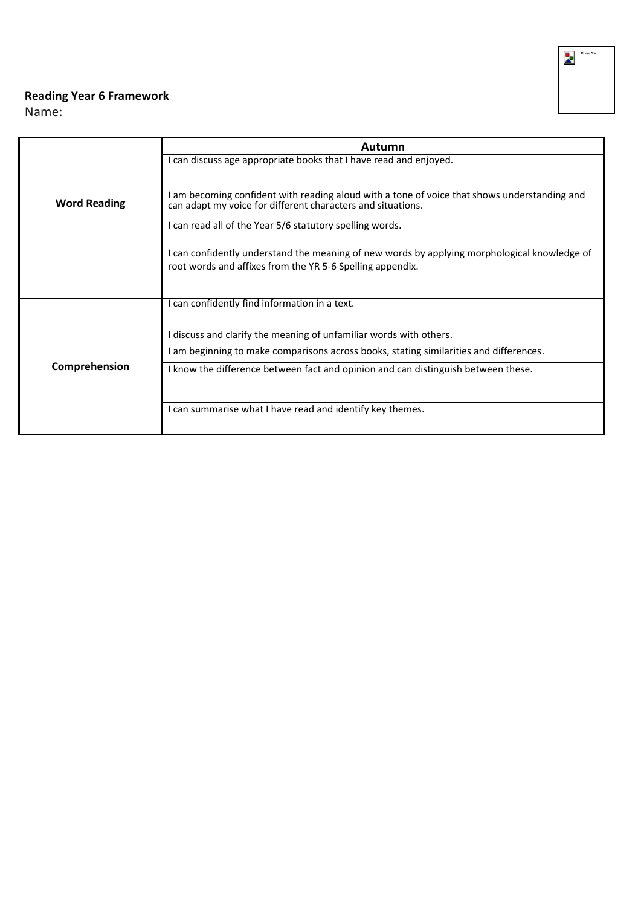**Reading Year 6 Framework**

Name:

| | Autumn |
|---|---|
| **Word Reading** | I can discuss age appropriate books that I have read and enjoyed. |
| | I am becoming confident with reading aloud with a tone of voice that shows understanding and can adapt my voice for different characters and situations. |
| | I can read all of the Year 5/6 statutory spelling words. |
| | I can confidently understand the meaning of new words by applying morphological knowledge of root words and affixes from the YR 5-6 Spelling appendix. |
| **Comprehension** | I can confidently find information in a text. |
| | I discuss and clarify the meaning of unfamiliar words with others. |
| | I am beginning to make comparisons across books, stating similarities and differences. |
| | I know the difference between fact and opinion and can distinguish between these. |
| | I can summarise what I have read and identify key themes. |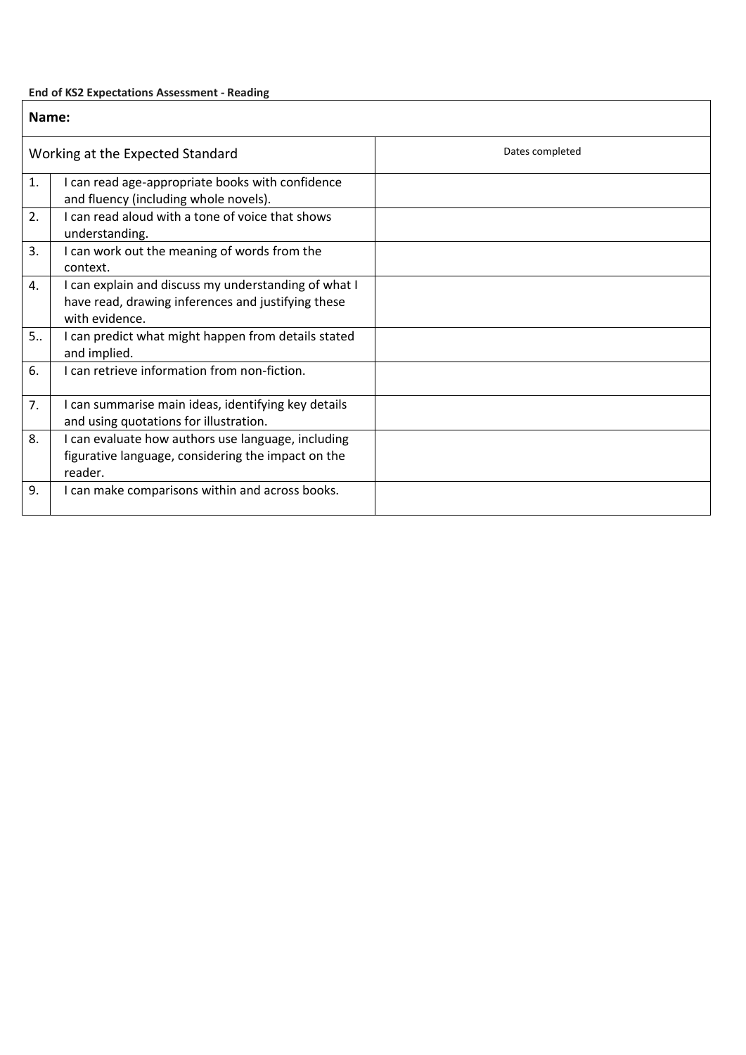**End of KS2 Expectations Assessment - Reading**

| **Name:** | | |
|---|---|---|
| Working at the Expected Standard | | Dates completed |
| 1. | I can read age-appropriate books with confidence and fluency (including whole novels). | |
| 2. | I can read aloud with a tone of voice that shows understanding. | |
| 3. | I can work out the meaning of words from the context. | |
| 4. | I can explain and discuss my understanding of what I have read, drawing inferences and justifying these with evidence. | |
| 5.. | I can predict what might happen from details stated and implied. | |
| 6. | I can retrieve information from non-fiction. | |
| 7. | I can summarise main ideas, identifying key details and using quotations for illustration. | |
| 8. | I can evaluate how authors use language, including figurative language, considering the impact on the reader. | |
| 9. | I can make comparisons within and across books. | |